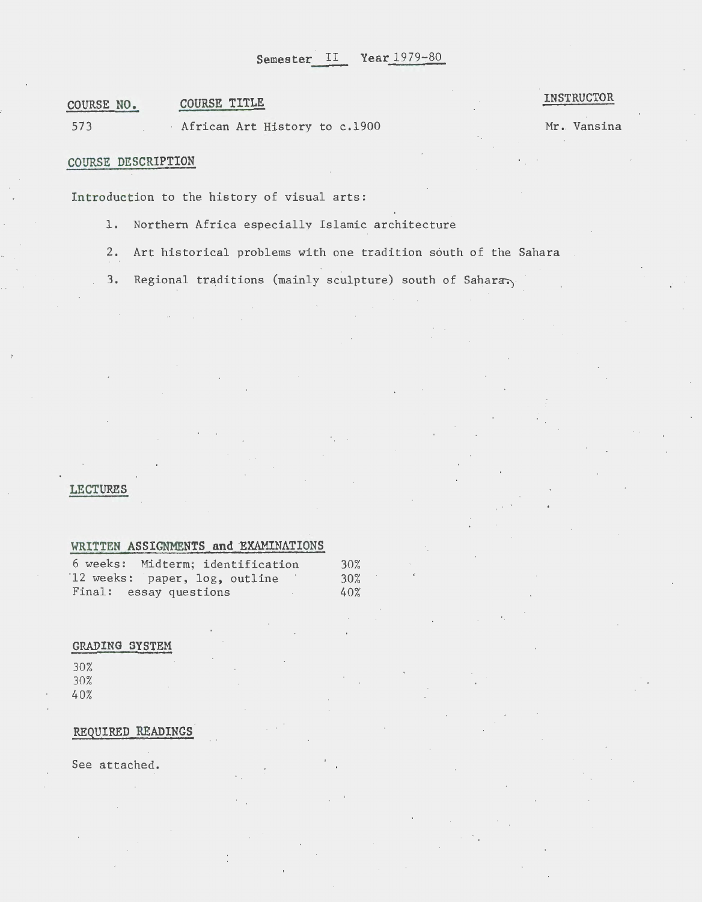Semester II Year 1979-80

| COURSE NO. | COURSE TITLE | INSTRUCTOR |
| --- | --- | --- |
| 573 | African Art History to c.1900 | Mr. Vansina |

## COURSE DESCRIPTION

Introduction to the history of visual arts:

1. Northern Africa especially Islamic architecture
2. Art historical problems with one tradition south of the Sahara
3. Regional traditions (mainly sculpture) south of Sahara.

## LECTURES

## WRITTEN ASSIGNMENTS and EXAMINATIONS

| | |
| --- | --- |
| 6 weeks: Midterm; identification | 30% |
| 12 weeks: paper, log, outline | 30% |
| Final: essay questions | 40% |

## GRADING SYSTEM

30%
30%
40%

## REQUIRED READINGS

See attached.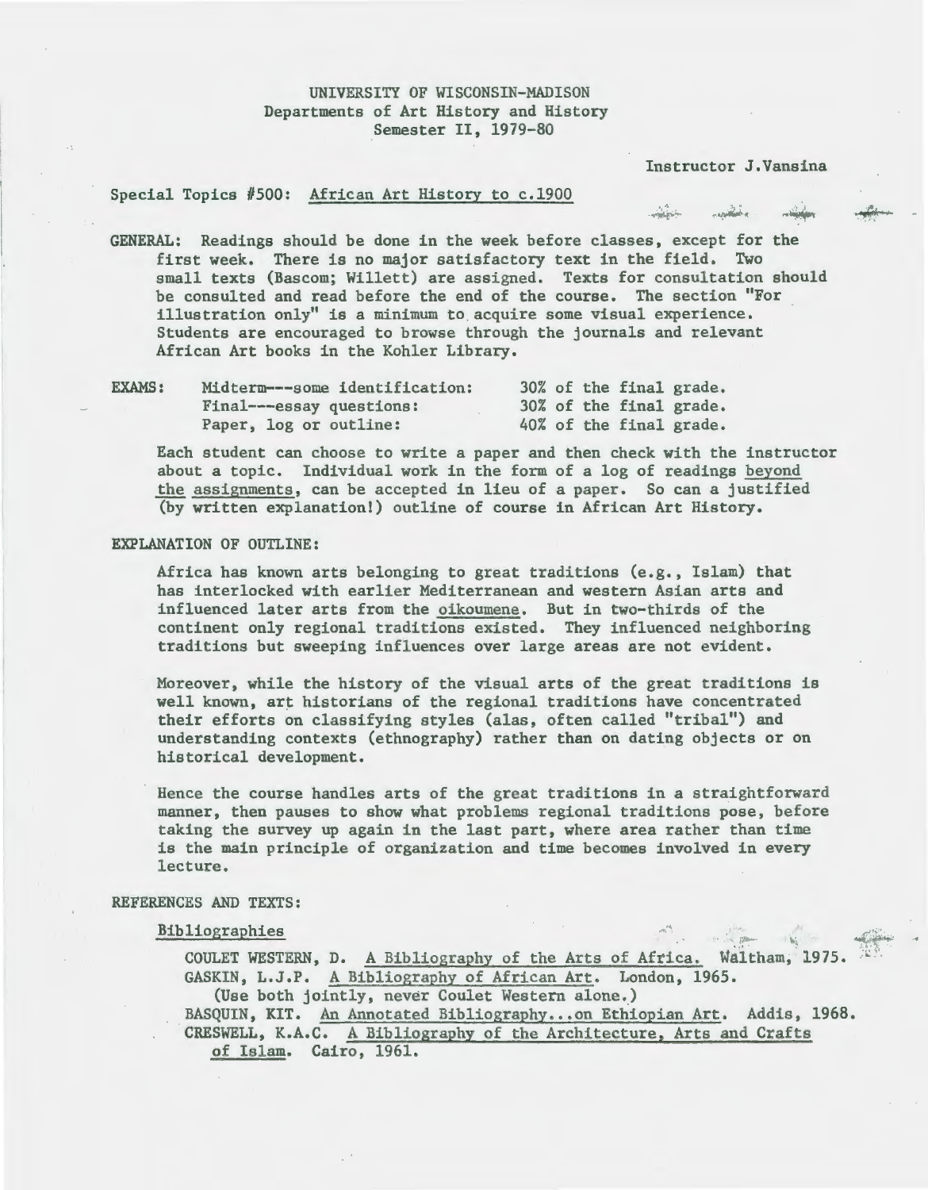UNIVERSITY OF WISCONSIN-MADISON
Departments of Art History and History
Semester II, 1979-80

Instructor J.Vansina

Special Topics #500: African Art History to c.1900

GENERAL: Readings should be done in the week before classes, except for the first week. There is no major satisfactory text in the field. Two small texts (Bascom; Willett) are assigned. Texts for consultation should be consulted and read before the end of the course. The section "For illustration only" is a minimum to acquire some visual experience. Students are encouraged to browse through the journals and relevant African Art books in the Kohler Library.

| EXAMS: | | |
|---|---|---|
| | Midterm---some identification: | 30% of the final grade. |
| | Final---essay questions: | 30% of the final grade. |
| | Paper, log or outline: | 40% of the final grade. |

Each student can choose to write a paper and then check with the instructor about a topic. Individual work in the form of a log of readings beyond the assignments, can be accepted in lieu of a paper. So can a justified (by written explanation!) outline of course in African Art History.

EXPLANATION OF OUTLINE:

Africa has known arts belonging to great traditions (e.g., Islam) that has interlocked with earlier Mediterranean and western Asian arts and influenced later arts from the oikoumene. But in two-thirds of the continent only regional traditions existed. They influenced neighboring traditions but sweeping influences over large areas are not evident.

Moreover, while the history of the visual arts of the great traditions is well known, art historians of the regional traditions have concentrated their efforts on classifying styles (alas, often called "tribal") and understanding contexts (ethnography) rather than on dating objects or on historical development.

Hence the course handles arts of the great traditions in a straightforward manner, then pauses to show what problems regional traditions pose, before taking the survey up again in the last part, where area rather than time is the main principle of organization and time becomes involved in every lecture.

REFERENCES AND TEXTS:

Bibliographies

COULET WESTERN, D. A Bibliography of the Arts of Africa. Waltham, 1975.
GASKIN, L.J.P. A Bibliography of African Art. London, 1965.
(Use both jointly, never Coulet Western alone.)
BASQUIN, KIT. An Annotated Bibliography...on Ethiopian Art. Addis, 1968.
CRESWELL, K.A.C. A Bibliography of the Architecture, Arts and Crafts of Islam. Cairo, 1961.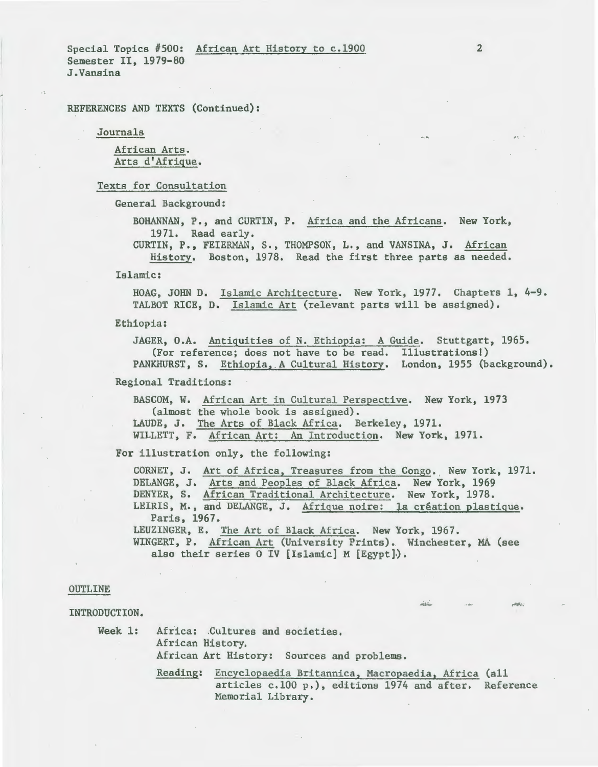Special Topics #500: African Art History to c.1900
Semester II, 1979-80
J.Vansina

REFERENCES AND TEXTS (Continued):

Journals

*African Arts.*
*Arts d'Afrique.*

Texts for Consultation

General Background:

BOHANNAN, P., and CURTIN, P. *Africa and the Africans*. New York, 1971. Read early.
CURTIN, P., FEIERMAN, S., THOMPSON, L., and VANSINA, J. *African History*. Boston, 1978. Read the first three parts as needed.

Islamic:

HOAG, JOHN D. *Islamic Architecture*. New York, 1977. Chapters 1, 4-9.
TALBOT RICE, D. *Islamic Art* (relevant parts will be assigned).

Ethiopia:

JAGER, O.A. *Antiquities of N. Ethiopia: A Guide*. Stuttgart, 1965. (For reference; does not have to be read. Illustrations!)
PANKHURST, S. *Ethiopia, A Cultural History*. London, 1955 (background).

Regional Traditions:

BASCOM, W. *African Art in Cultural Perspective*. New York, 1973 (almost the whole book is assigned).
LAUDE, J. *The Arts of Black Africa*. Berkeley, 1971.
WILLETT, F. *African Art: An Introduction*. New York, 1971.

For illustration only, the following:

CORNET, J. *Art of Africa, Treasures from the Congo*. New York, 1971.
DELANGE, J. *Arts and Peoples of Black Africa*. New York, 1969
DENYER, S. *African Traditional Architecture*. New York, 1978.
LEIRIS, M., and DELANGE, J. *Afrique noire: la création plastique*. Paris, 1967.
LEUZINGER, E. *The Art of Black Africa*. New York, 1967.
WINGERT, P. *African Art* (University Prints). Winchester, MA (see also their series O IV [Islamic] M [Egypt]).

OUTLINE

INTRODUCTION.

Week 1: Africa: Cultures and societies.
African History.
African Art History: Sources and problems.

Reading: *Encyclopaedia Britannica, Macropaedia, Africa* (all articles c.100 p.), editions 1974 and after. Reference Memorial Library.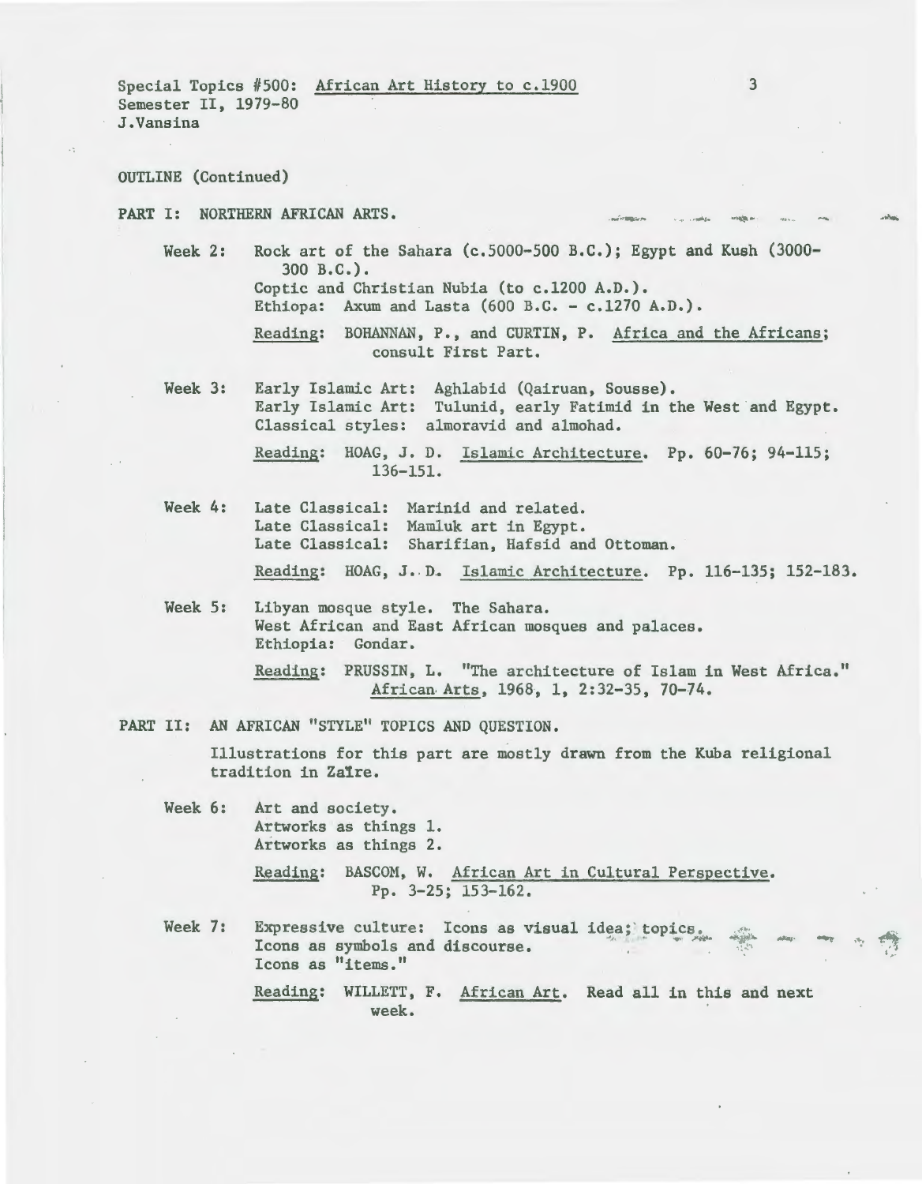Special Topics #500: African Art History to c.1900
Semester II, 1979-80
J.Vansina

OUTLINE (Continued)

## PART I: NORTHERN AFRICAN ARTS.

**Week 2:** Rock art of the Sahara (c.5000-500 B.C.); Egypt and Kush (3000-300 B.C.).
Coptic and Christian Nubia (to c.1200 A.D.).
Ethiopa: Axum and Lasta (600 B.C. - c.1270 A.D.).

Reading: BOHANNAN, P., and CURTIN, P. Africa and the Africans; consult First Part.

**Week 3:** Early Islamic Art: Aghlabid (Qairuan, Sousse).
Early Islamic Art: Tulunid, early Fatimid in the West and Egypt.
Classical styles: almoravid and almohad.

Reading: HOAG, J. D. Islamic Architecture. Pp. 60-76; 94-115; 136-151.

**Week 4:** Late Classical: Marinid and related.
Late Classical: Mamluk art in Egypt.
Late Classical: Sharifian, Hafsid and Ottoman.

Reading: HOAG, J. D. Islamic Architecture. Pp. 116-135; 152-183.

**Week 5:** Libyan mosque style. The Sahara.
West African and East African mosques and palaces.
Ethiopia: Gondar.

Reading: PRUSSIN, L. "The architecture of Islam in West Africa." African Arts, 1968, 1, 2:32-35, 70-74.

## PART II: AN AFRICAN "STYLE" TOPICS AND QUESTION.

Illustrations for this part are mostly drawn from the Kuba religious tradition in Zaïre.

**Week 6:** Art and society.
Artworks as things 1.
Artworks as things 2.

Reading: BASCOM, W. African Art in Cultural Perspective. Pp. 3-25; 153-162.

**Week 7:** Expressive culture: Icons as visual idea; topics.
Icons as symbols and discourse.
Icons as "items."

Reading: WILLETT, F. African Art. Read all in this and next week.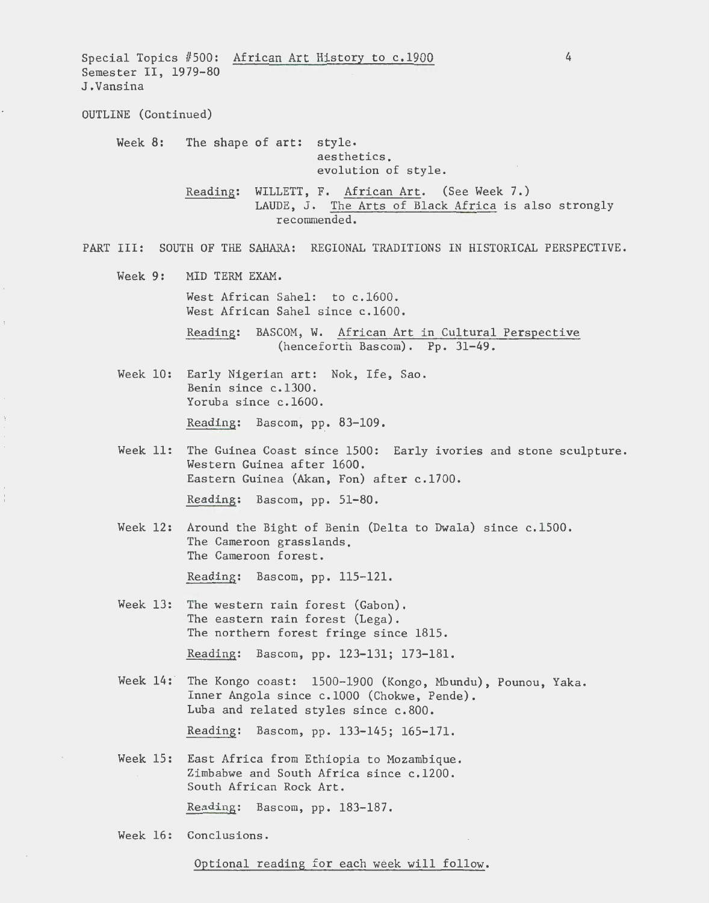Special Topics #500: African Art History to c.1900
Semester II, 1979-80
J.Vansina

OUTLINE (Continued)

Week 8: The shape of art: style.
aesthetics.
evolution of style.

Reading: WILLETT, F. African Art. (See Week 7.)
LAUDE, J. The Arts of Black Africa is also strongly recommended.

PART III: SOUTH OF THE SAHARA: REGIONAL TRADITIONS IN HISTORICAL PERSPECTIVE.

Week 9: MID TERM EXAM.

West African Sahel: to c.1600.
West African Sahel since c.1600.

Reading: BASCOM, W. African Art in Cultural Perspective (henceforth Bascom). Pp. 31-49.

Week 10: Early Nigerian art: Nok, Ife, Sao.
Benin since c.1300.
Yoruba since c.1600.

Reading: Bascom, pp. 83-109.

Week 11: The Guinea Coast since 1500: Early ivories and stone sculpture.
Western Guinea after 1600.
Eastern Guinea (Akan, Fon) after c.1700.

Reading: Bascom, pp. 51-80.

Week 12: Around the Bight of Benin (Delta to Dwala) since c.1500.
The Cameroon grasslands.
The Cameroon forest.

Reading: Bascom, pp. 115-121.

Week 13: The western rain forest (Gabon).
The eastern rain forest (Lega).
The northern forest fringe since 1815.

Reading: Bascom, pp. 123-131; 173-181.

Week 14: The Kongo coast: 1500-1900 (Kongo, Mbundu), Pounou, Yaka.
Inner Angola since c.1000 (Chokwe, Pende).
Luba and related styles since c.800.

Reading: Bascom, pp. 133-145; 165-171.

Week 15: East Africa from Ethiopia to Mozambique.
Zimbabwe and South Africa since c.1200.
South African Rock Art.

Reading: Bascom, pp. 183-187.

Week 16: Conclusions.

Optional reading for each week will follow.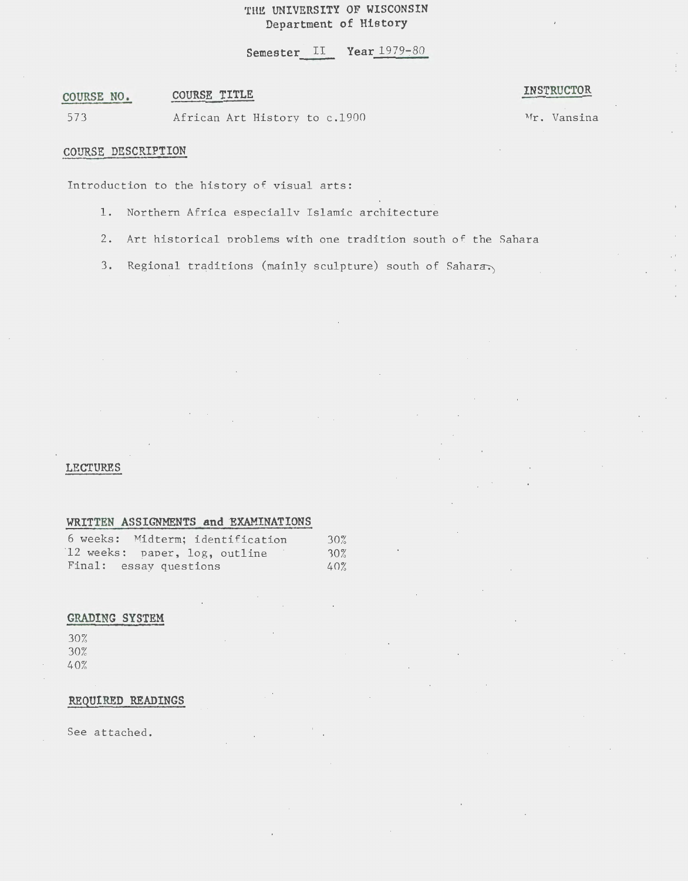# THE UNIVERSITY OF WISCONSIN
## Department of History

Semester II Year 1979-80

| COURSE NO. | COURSE TITLE | INSTRUCTOR |
|---|---|---|
| 573 | African Art History to c.1900 | Mr. Vansina |

### COURSE DESCRIPTION

Introduction to the history of visual arts:

1. Northern Africa especially Islamic architecture
2. Art historical problems with one tradition south of the Sahara
3. Regional traditions (mainly sculpture) south of Sahara.

### LECTURES

### WRITTEN ASSIGNMENTS and EXAMINATIONS

| | |
|---|---|
| 6 weeks: Midterm; identification | 30% |
| 12 weeks: paper, log, outline | 30% |
| Final: essay questions | 40% |

### GRADING SYSTEM

30%
30%
40%

### REQUIRED READINGS

See attached.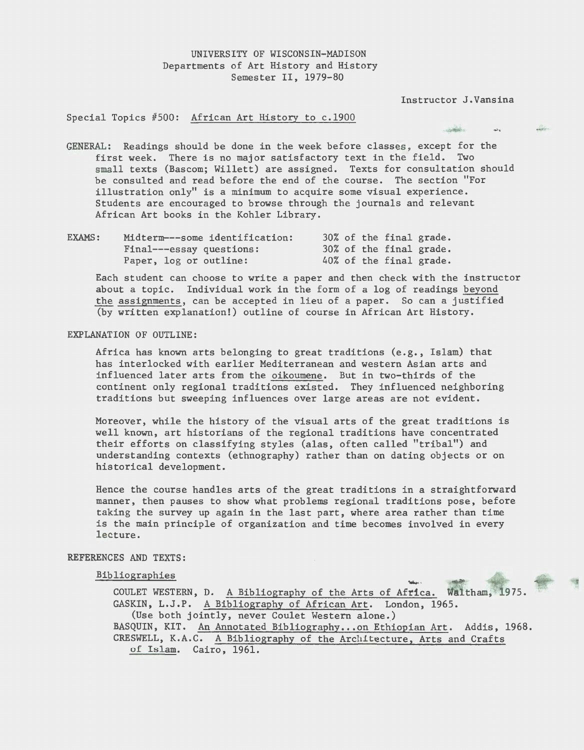UNIVERSITY OF WISCONSIN-MADISON
Departments of Art History and History
Semester II, 1979-80

Instructor J.Vansina

Special Topics #500: African Art History to c.1900

GENERAL: Readings should be done in the week before classes, except for the first week. There is no major satisfactory text in the field. Two small texts (Bascom; Willett) are assigned. Texts for consultation should be consulted and read before the end of the course. The section "For illustration only" is a minimum to acquire some visual experience. Students are encouraged to browse through the journals and relevant African Art books in the Kohler Library.

EXAMS:

| | |
|---|---|
| Midterm---some identification: | 30% of the final grade. |
| Final---essay questions: | 30% of the final grade. |
| Paper, log or outline: | 40% of the final grade. |

Each student can choose to write a paper and then check with the instructor about a topic. Individual work in the form of a log of readings beyond the assignments, can be accepted in lieu of a paper. So can a justified (by written explanation!) outline of course in African Art History.

EXPLANATION OF OUTLINE:

Africa has known arts belonging to great traditions (e.g., Islam) that has interlocked with earlier Mediterranean and western Asian arts and influenced later arts from the oikoumene. But in two-thirds of the continent only regional traditions existed. They influenced neighboring traditions but sweeping influences over large areas are not evident.

Moreover, while the history of the visual arts of the great traditions is well known, art historians of the regional traditions have concentrated their efforts on classifying styles (alas, often called "tribal") and understanding contexts (ethnography) rather than on dating objects or on historical development.

Hence the course handles arts of the great traditions in a straightforward manner, then pauses to show what problems regional traditions pose, before taking the survey up again in the last part, where area rather than time is the main principle of organization and time becomes involved in every lecture.

REFERENCES AND TEXTS:

Bibliographies

COULET WESTERN, D. A Bibliography of the Arts of Africa. Waltham, 1975.
GASKIN, L.J.P. A Bibliography of African Art. London, 1965.
(Use both jointly, never Coulet Western alone.)
BASQUIN, KIT. An Annotated Bibliography...on Ethiopian Art. Addis, 1968.
CRESWELL, K.A.C. A Bibliography of the Architecture, Arts and Crafts of Islam. Cairo, 1961.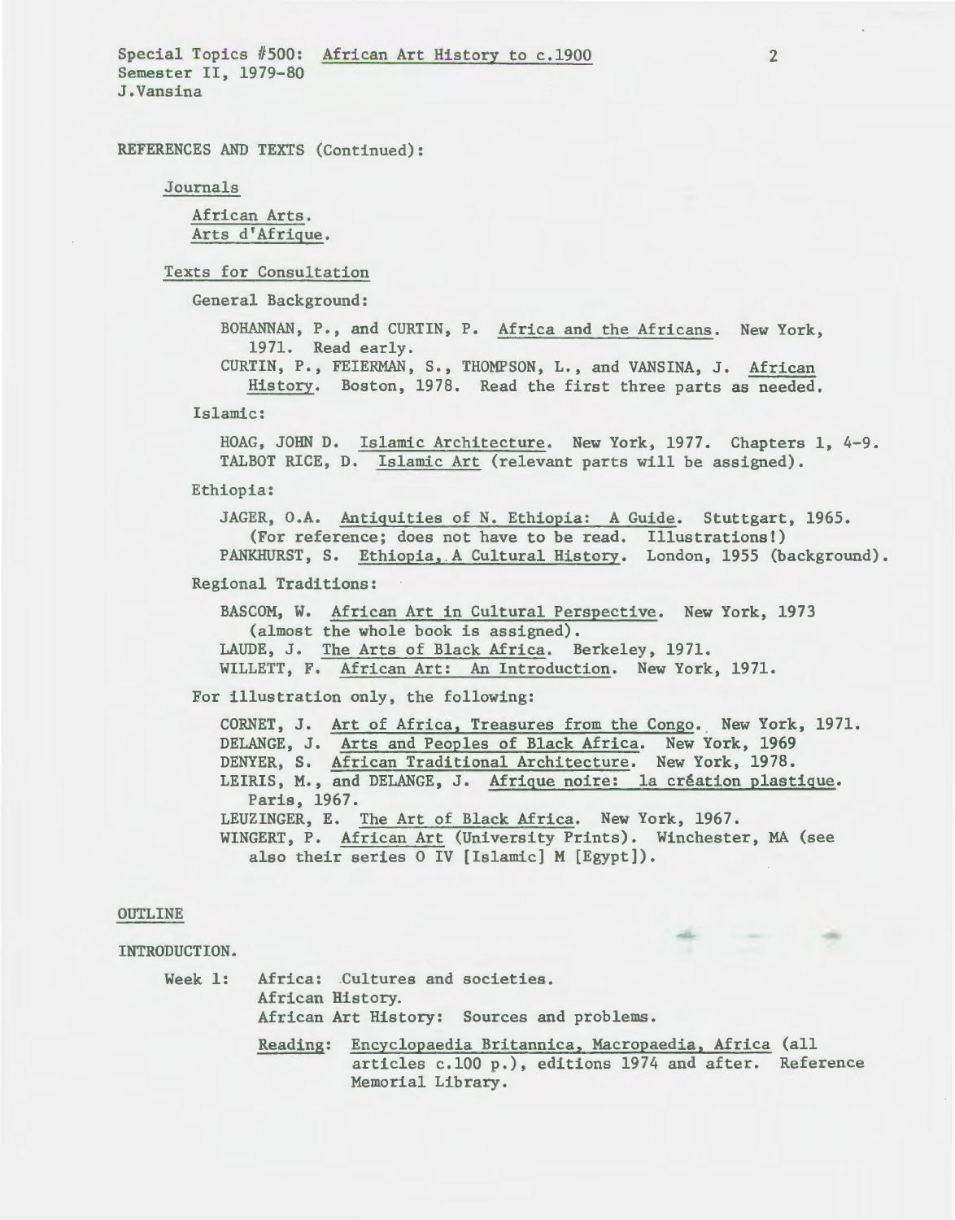Special Topics #500: African Art History to c.1900
Semester II, 1979-80
J.Vansina

REFERENCES AND TEXTS (Continued):

Journals

African Arts.
Arts d'Afrique.

Texts for Consultation

General Background:

BOHANNAN, P., and CURTIN, P. Africa and the Africans. New York, 1971. Read early.
CURTIN, P., FEIERMAN, S., THOMPSON, L., and VANSINA, J. African History. Boston, 1978. Read the first three parts as needed.

Islamic:

HOAG, JOHN D. Islamic Architecture. New York, 1977. Chapters 1, 4-9.
TALBOT RICE, D. Islamic Art (relevant parts will be assigned).

Ethiopia:

JAGER, O.A. Antiquities of N. Ethiopia: A Guide. Stuttgart, 1965. (For reference; does not have to be read. Illustrations!)
PANKHURST, S. Ethiopia, A Cultural History. London, 1955 (background).

Regional Traditions:

BASCOM, W. African Art in Cultural Perspective. New York, 1973 (almost the whole book is assigned).
LAUDE, J. The Arts of Black Africa. Berkeley, 1971.
WILLETT, F. African Art: An Introduction. New York, 1971.

For illustration only, the following:

CORNET, J. Art of Africa, Treasures from the Congo. New York, 1971.
DELANGE, J. Arts and Peoples of Black Africa. New York, 1969
DENYER, S. African Traditional Architecture. New York, 1978.
LEIRIS, M., and DELANGE, J. Afrique noire: la création plastique. Paris, 1967.
LEUZINGER, E. The Art of Black Africa. New York, 1967.
WINGERT, P. African Art (University Prints). Winchester, MA (see also their series O IV [Islamic] M [Egypt]).

OUTLINE

INTRODUCTION.

Week 1: Africa: Cultures and societies.
African History.
African Art History: Sources and problems.

Reading: Encyclopaedia Britannica, Macropaedia, Africa (all articles c.100 p.), editions 1974 and after. Reference Memorial Library.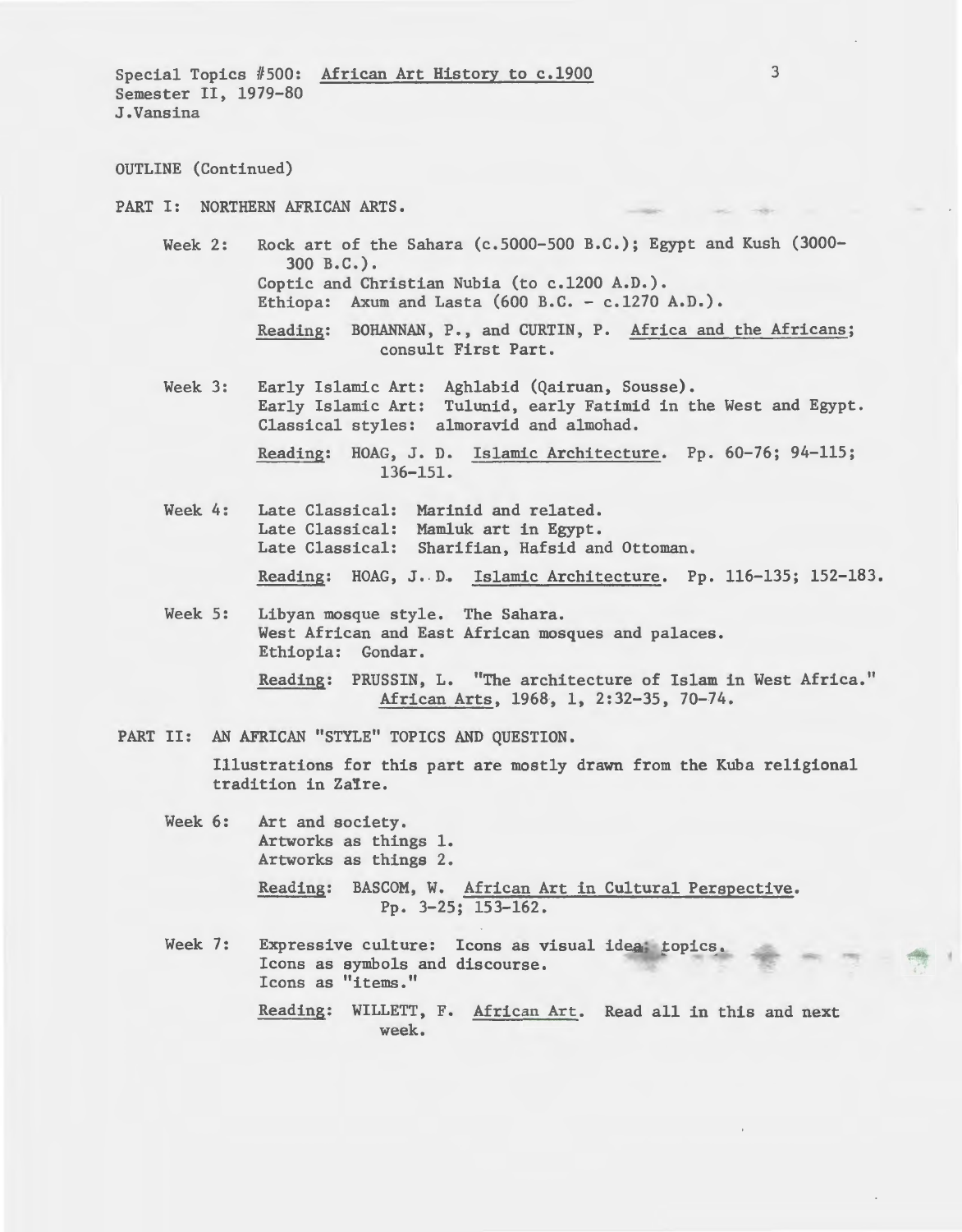Special Topics #500: African Art History to c.1900
Semester II, 1979-80
J.Vansina

OUTLINE (Continued)

## PART I: NORTHERN AFRICAN ARTS.

**Week 2:** Rock art of the Sahara (c.5000-500 B.C.); Egypt and Kush (3000-300 B.C.).
Coptic and Christian Nubia (to c.1200 A.D.).
Ethiopa: Axum and Lasta (600 B.C. - c.1270 A.D.).

Reading: BOHANNAN, P., and CURTIN, P. Africa and the Africans; consult First Part.

**Week 3:** Early Islamic Art: Aghlabid (Qairuan, Sousse).
Early Islamic Art: Tulunid, early Fatimid in the West and Egypt.
Classical styles: almoravid and almohad.

Reading: HOAG, J. D. Islamic Architecture. Pp. 60-76; 94-115; 136-151.

**Week 4:** Late Classical: Marinid and related.
Late Classical: Mamluk art in Egypt.
Late Classical: Sharifian, Hafsid and Ottoman.

Reading: HOAG, J. D. Islamic Architecture. Pp. 116-135; 152-183.

**Week 5:** Libyan mosque style. The Sahara.
West African and East African mosques and palaces.
Ethiopia: Gondar.

Reading: PRUSSIN, L. "The architecture of Islam in West Africa." African Arts, 1968, 1, 2:32-35, 70-74.

## PART II: AN AFRICAN "STYLE" TOPICS AND QUESTION.

Illustrations for this part are mostly drawn from the Kuba religional tradition in Zaïre.

**Week 6:** Art and society.
Artworks as things 1.
Artworks as things 2.

Reading: BASCOM, W. African Art in Cultural Perspective. Pp. 3-25; 153-162.

**Week 7:** Expressive culture: Icons as visual idea; topics.
Icons as symbols and discourse.
Icons as "items."

Reading: WILLETT, F. African Art. Read all in this and next week.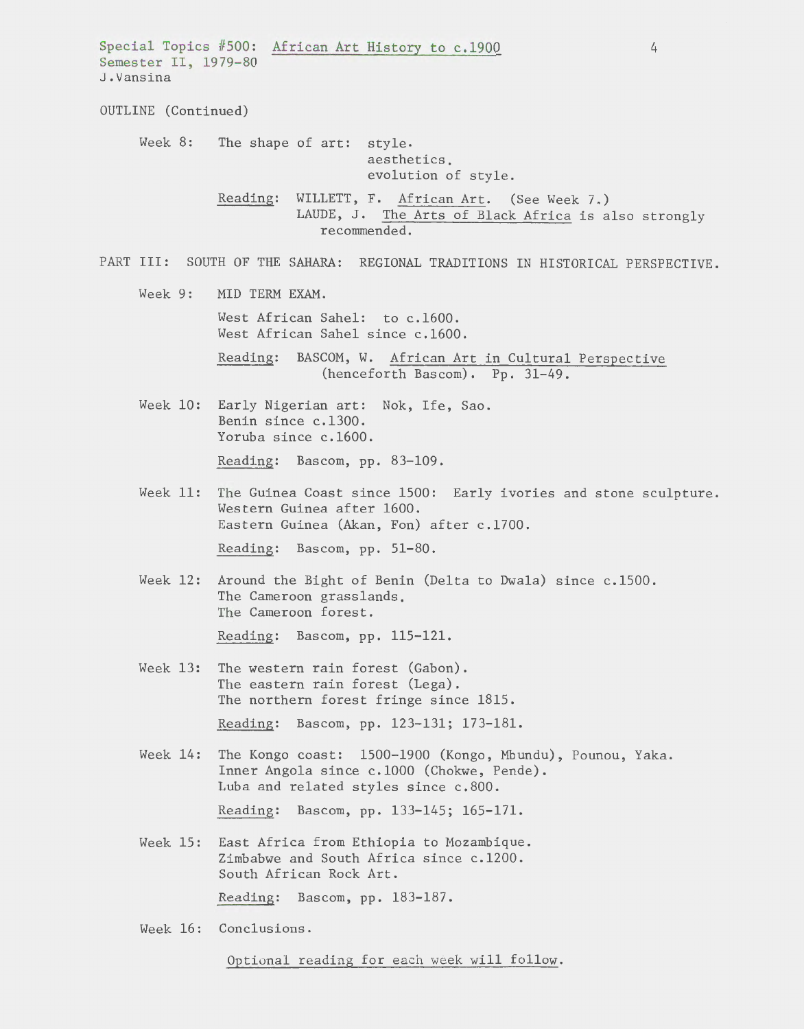Special Topics #500: African Art History to c.1900
Semester II, 1979-80
J.Vansina

OUTLINE (Continued)

Week 8: The shape of art: style.
aesthetics.
evolution of style.

Reading: WILLETT, F. African Art. (See Week 7.)
LAUDE, J. The Arts of Black Africa is also strongly recommended.

PART III: SOUTH OF THE SAHARA: REGIONAL TRADITIONS IN HISTORICAL PERSPECTIVE.

Week 9: MID TERM EXAM.

West African Sahel: to c.1600.
West African Sahel since c.1600.

Reading: BASCOM, W. African Art in Cultural Perspective (henceforth Bascom). Pp. 31-49.

Week 10: Early Nigerian art: Nok, Ife, Sao.
Benin since c.1300.
Yoruba since c.1600.

Reading: Bascom, pp. 83-109.

Week 11: The Guinea Coast since 1500: Early ivories and stone sculpture.
Western Guinea after 1600.
Eastern Guinea (Akan, Fon) after c.1700.

Reading: Bascom, pp. 51-80.

Week 12: Around the Bight of Benin (Delta to Dwala) since c.1500.
The Cameroon grasslands.
The Cameroon forest.

Reading: Bascom, pp. 115-121.

Week 13: The western rain forest (Gabon).
The eastern rain forest (Lega).
The northern forest fringe since 1815.

Reading: Bascom, pp. 123-131; 173-181.

Week 14: The Kongo coast: 1500-1900 (Kongo, Mbundu), Pounou, Yaka.
Inner Angola since c.1000 (Chokwe, Pende).
Luba and related styles since c.800.

Reading: Bascom, pp. 133-145; 165-171.

Week 15: East Africa from Ethiopia to Mozambique.
Zimbabwe and South Africa since c.1200.
South African Rock Art.

Reading: Bascom, pp. 183-187.

Week 16: Conclusions.

Optional reading for each week will follow.